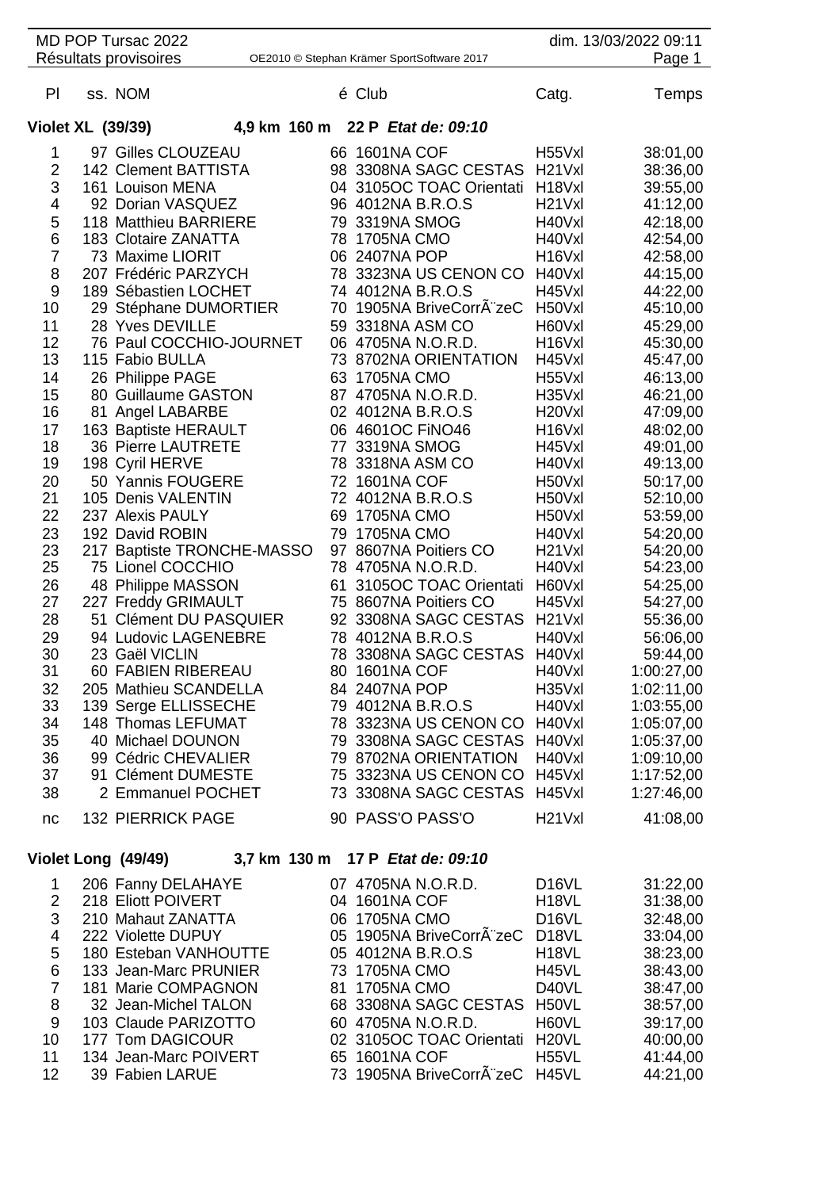MD POP Tursac 2022
Résultats provisoires — OE2010 © Stephan Krämer SportSoftware 2017 — dim. 13/03/2022 09:11

## Violet XL (39/39) — 4,9 km 160 m 22 P *Etat de: 09:10*

| Pl | ss. | NOM | é | Club | Catg. | Temps |
|---|---|---|---|---|---|---|
| 1 | 97 | Gilles CLOUZEAU | 66 | 1601NA COF | H55Vxl | 38:01,00 |
| 2 | 142 | Clement BATTISTA | 98 | 3308NA SAGC CESTAS | H21Vxl | 38:36,00 |
| 3 | 161 | Louison MENA | 04 | 3105OC TOAC Orientati | H18Vxl | 39:55,00 |
| 4 | 92 | Dorian VASQUEZ | 96 | 4012NA B.R.O.S | H21Vxl | 41:12,00 |
| 5 | 118 | Matthieu BARRIERE | 79 | 3319NA SMOG | H40Vxl | 42:18,00 |
| 6 | 183 | Clotaire ZANATTA | 78 | 1705NA CMO | H40Vxl | 42:54,00 |
| 7 | 73 | Maxime LIORIT | 06 | 2407NA POP | H16Vxl | 42:58,00 |
| 8 | 207 | Frédéric PARZYCH | 78 | 3323NA US CENON CO | H40Vxl | 44:15,00 |
| 9 | 189 | Sébastien LOCHET | 74 | 4012NA B.R.O.S | H45Vxl | 44:22,00 |
| 10 | 29 | Stéphane DUMORTIER | 70 | 1905NA BriveCorrÃ¨zeC | H50Vxl | 45:10,00 |
| 11 | 28 | Yves DEVILLE | 59 | 3318NA ASM CO | H60Vxl | 45:29,00 |
| 12 | 76 | Paul COCCHIO-JOURNET | 06 | 4705NA N.O.R.D. | H16Vxl | 45:30,00 |
| 13 | 115 | Fabio BULLA | 73 | 8702NA ORIENTATION | H45Vxl | 45:47,00 |
| 14 | 26 | Philippe PAGE | 63 | 1705NA CMO | H55Vxl | 46:13,00 |
| 15 | 80 | Guillaume GASTON | 87 | 4705NA N.O.R.D. | H35Vxl | 46:21,00 |
| 16 | 81 | Angel LABARBE | 02 | 4012NA B.R.O.S | H20Vxl | 47:09,00 |
| 17 | 163 | Baptiste HERAULT | 06 | 4601OC FiNO46 | H16Vxl | 48:02,00 |
| 18 | 36 | Pierre LAUTRETE | 77 | 3319NA SMOG | H45Vxl | 49:01,00 |
| 19 | 198 | Cyril HERVE | 78 | 3318NA ASM CO | H40Vxl | 49:13,00 |
| 20 | 50 | Yannis FOUGERE | 72 | 1601NA COF | H50Vxl | 50:17,00 |
| 21 | 105 | Denis VALENTIN | 72 | 4012NA B.R.O.S | H50Vxl | 52:10,00 |
| 22 | 237 | Alexis PAULY | 69 | 1705NA CMO | H50Vxl | 53:59,00 |
| 23 | 192 | David ROBIN | 79 | 1705NA CMO | H40Vxl | 54:20,00 |
| 23 | 217 | Baptiste TRONCHE-MASSO | 97 | 8607NA Poitiers CO | H21Vxl | 54:20,00 |
| 25 | 75 | Lionel COCCHIO | 78 | 4705NA N.O.R.D. | H40Vxl | 54:23,00 |
| 26 | 48 | Philippe MASSON | 61 | 3105OC TOAC Orientati | H60Vxl | 54:25,00 |
| 27 | 227 | Freddy GRIMAULT | 75 | 8607NA Poitiers CO | H45Vxl | 54:27,00 |
| 28 | 51 | Clément DU PASQUIER | 92 | 3308NA SAGC CESTAS | H21Vxl | 55:36,00 |
| 29 | 94 | Ludovic LAGENEBRE | 78 | 4012NA B.R.O.S | H40Vxl | 56:06,00 |
| 30 | 23 | Gaël VICLIN | 78 | 3308NA SAGC CESTAS | H40Vxl | 59:44,00 |
| 31 | 60 | FABIEN RIBEREAU | 80 | 1601NA COF | H40Vxl | 1:00:27,00 |
| 32 | 205 | Mathieu SCANDELLA | 84 | 2407NA POP | H35Vxl | 1:02:11,00 |
| 33 | 139 | Serge ELLISSECHE | 79 | 4012NA B.R.O.S | H40Vxl | 1:03:55,00 |
| 34 | 148 | Thomas LEFUMAT | 78 | 3323NA US CENON CO | H40Vxl | 1:05:07,00 |
| 35 | 40 | Michael DOUNON | 79 | 3308NA SAGC CESTAS | H40Vxl | 1:05:37,00 |
| 36 | 99 | Cédric CHEVALIER | 79 | 8702NA ORIENTATION | H40Vxl | 1:09:10,00 |
| 37 | 91 | Clément DUMESTE | 75 | 3323NA US CENON CO | H45Vxl | 1:17:52,00 |
| 38 | 2 | Emmanuel POCHET | 73 | 3308NA SAGC CESTAS | H45Vxl | 1:27:46,00 |
| nc | 132 | PIERRICK PAGE | 90 | PASS'O PASS'O | H21Vxl | 41:08,00 |

## Violet Long (49/49) — 3,7 km 130 m 17 P *Etat de: 09:10*

| Pl | ss. | NOM | é | Club | Catg. | Temps |
|---|---|---|---|---|---|---|
| 1 | 206 | Fanny DELAHAYE | 07 | 4705NA N.O.R.D. | D16VL | 31:22,00 |
| 2 | 218 | Eliott POIVERT | 04 | 1601NA COF | H18VL | 31:38,00 |
| 3 | 210 | Mahaut ZANATTA | 06 | 1705NA CMO | D16VL | 32:48,00 |
| 4 | 222 | Violette DUPUY | 05 | 1905NA BriveCorrÃ¨zeC | D18VL | 33:04,00 |
| 5 | 180 | Esteban VANHOUTTE | 05 | 4012NA B.R.O.S | H18VL | 38:23,00 |
| 6 | 133 | Jean-Marc PRUNIER | 73 | 1705NA CMO | H45VL | 38:43,00 |
| 7 | 181 | Marie COMPAGNON | 81 | 1705NA CMO | D40VL | 38:47,00 |
| 8 | 32 | Jean-Michel TALON | 68 | 3308NA SAGC CESTAS | H50VL | 38:57,00 |
| 9 | 103 | Claude PARIZOTTO | 60 | 4705NA N.O.R.D. | H60VL | 39:17,00 |
| 10 | 177 | Tom DAGICOUR | 02 | 3105OC TOAC Orientati | H20VL | 40:00,00 |
| 11 | 134 | Jean-Marc POIVERT | 65 | 1601NA COF | H55VL | 41:44,00 |
| 12 | 39 | Fabien LARUE | 73 | 1905NA BriveCorrÃ¨zeC | H45VL | 44:21,00 |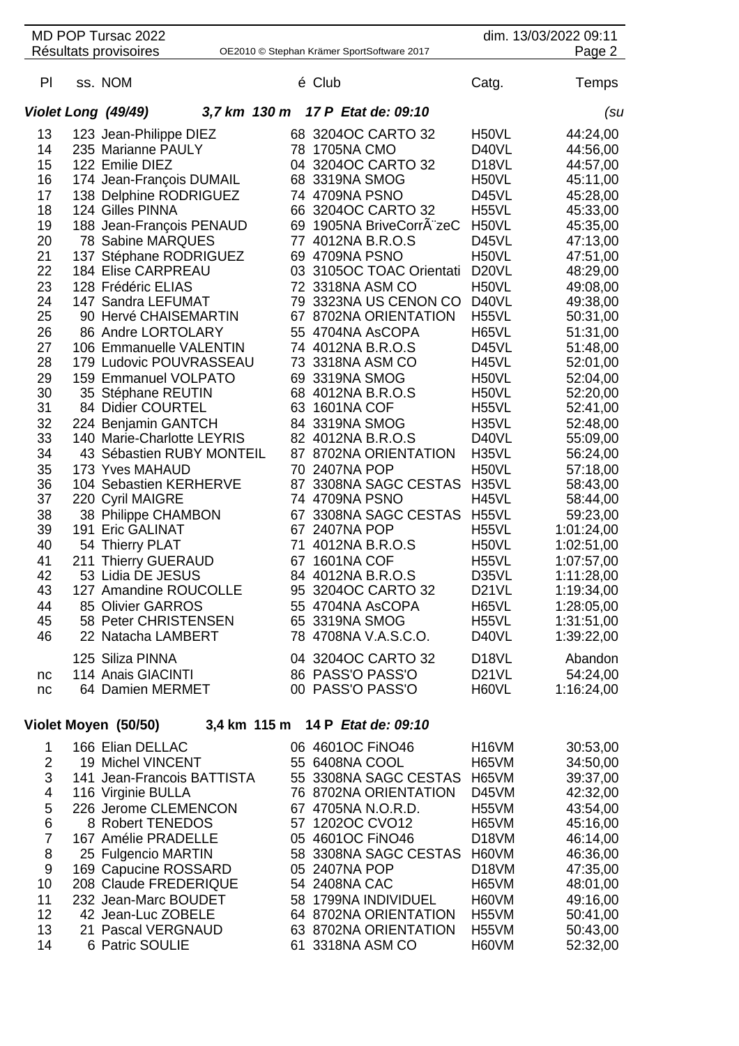| Pl | ss. | NOM | é | Club | Catg. | Temps |
|---|---|---|---|---|---|---|
| ***Violet Long (49/49)*** | | ***3,7 km 130 m 17 P Etat de: 09:10*** | | | | *(su* |
| 13 | 123 | Jean-Philippe DIEZ | 68 | 3204OC CARTO 32 | H50VL | 44:24,00 |
| 14 | 235 | Marianne PAULY | 78 | 1705NA CMO | D40VL | 44:56,00 |
| 15 | 122 | Emilie DIEZ | 04 | 3204OC CARTO 32 | D18VL | 44:57,00 |
| 16 | 174 | Jean-François DUMAIL | 68 | 3319NA SMOG | H50VL | 45:11,00 |
| 17 | 138 | Delphine RODRIGUEZ | 74 | 4709NA PSNO | D45VL | 45:28,00 |
| 18 | 124 | Gilles PINNA | 66 | 3204OC CARTO 32 | H55VL | 45:33,00 |
| 19 | 188 | Jean-François PENAUD | 69 | 1905NA BriveCorrÃ¨zeC | H50VL | 45:35,00 |
| 20 | 78 | Sabine MARQUES | 77 | 4012NA B.R.O.S | D45VL | 47:13,00 |
| 21 | 137 | Stéphane RODRIGUEZ | 69 | 4709NA PSNO | H50VL | 47:51,00 |
| 22 | 184 | Elise CARPREAU | 03 | 3105OC TOAC Orientati | D20VL | 48:29,00 |
| 23 | 128 | Frédéric ELIAS | 72 | 3318NA ASM CO | H50VL | 49:08,00 |
| 24 | 147 | Sandra LEFUMAT | 79 | 3323NA US CENON CO | D40VL | 49:38,00 |
| 25 | 90 | Hervé CHAISEMARTIN | 67 | 8702NA ORIENTATION | H55VL | 50:31,00 |
| 26 | 86 | Andre LORTOLARY | 55 | 4704NA AsCOPA | H65VL | 51:31,00 |
| 27 | 106 | Emmanuelle VALENTIN | 74 | 4012NA B.R.O.S | D45VL | 51:48,00 |
| 28 | 179 | Ludovic POUVRASSEAU | 73 | 3318NA ASM CO | H45VL | 52:01,00 |
| 29 | 159 | Emmanuel VOLPATO | 69 | 3319NA SMOG | H50VL | 52:04,00 |
| 30 | 35 | Stéphane REUTIN | 68 | 4012NA B.R.O.S | H50VL | 52:20,00 |
| 31 | 84 | Didier COURTEL | 63 | 1601NA COF | H55VL | 52:41,00 |
| 32 | 224 | Benjamin GANTCH | 84 | 3319NA SMOG | H35VL | 52:48,00 |
| 33 | 140 | Marie-Charlotte LEYRIS | 82 | 4012NA B.R.O.S | D40VL | 55:09,00 |
| 34 | 43 | Sébastien RUBY MONTEIL | 87 | 8702NA ORIENTATION | H35VL | 56:24,00 |
| 35 | 173 | Yves MAHAUD | 70 | 2407NA POP | H50VL | 57:18,00 |
| 36 | 104 | Sebastien KERHERVE | 87 | 3308NA SAGC CESTAS | H35VL | 58:43,00 |
| 37 | 220 | Cyril MAIGRE | 74 | 4709NA PSNO | H45VL | 58:44,00 |
| 38 | 38 | Philippe CHAMBON | 67 | 3308NA SAGC CESTAS | H55VL | 59:23,00 |
| 39 | 191 | Eric GALINAT | 67 | 2407NA POP | H55VL | 1:01:24,00 |
| 40 | 54 | Thierry PLAT | 71 | 4012NA B.R.O.S | H50VL | 1:02:51,00 |
| 41 | 211 | Thierry GUERAUD | 67 | 1601NA COF | H55VL | 1:07:57,00 |
| 42 | 53 | Lidia DE JESUS | 84 | 4012NA B.R.O.S | D35VL | 1:11:28,00 |
| 43 | 127 | Amandine ROUCOLLE | 95 | 3204OC CARTO 32 | D21VL | 1:19:34,00 |
| 44 | 85 | Olivier GARROS | 55 | 4704NA AsCOPA | H65VL | 1:28:05,00 |
| 45 | 58 | Peter CHRISTENSEN | 65 | 3319NA SMOG | H55VL | 1:31:51,00 |
| 46 | 22 | Natacha LAMBERT | 78 | 4708NA V.A.S.C.O. | D40VL | 1:39:22,00 |
| | 125 | Siliza PINNA | 04 | 3204OC CARTO 32 | D18VL | Abandon |
| nc | 114 | Anais GIACINTI | 86 | PASS'O PASS'O | D21VL | 54:24,00 |
| nc | 64 | Damien MERMET | 00 | PASS'O PASS'O | H60VL | 1:16:24,00 |
| **Violet Moyen (50/50)** | | **3,4 km 115 m 14 P *Etat de: 09:10*** | | | | |
| 1 | 166 | Elian DELLAC | 06 | 4601OC FiNO46 | H16VM | 30:53,00 |
| 2 | 19 | Michel VINCENT | 55 | 6408NA COOL | H65VM | 34:50,00 |
| 3 | 141 | Jean-Francois BATTISTA | 55 | 3308NA SAGC CESTAS | H65VM | 39:37,00 |
| 4 | 116 | Virginie BULLA | 76 | 8702NA ORIENTATION | D45VM | 42:32,00 |
| 5 | 226 | Jerome CLEMENCON | 67 | 4705NA N.O.R.D. | H55VM | 43:54,00 |
| 6 | 8 | Robert TENEDOS | 57 | 1202OC CVO12 | H65VM | 45:16,00 |
| 7 | 167 | Amélie PRADELLE | 05 | 4601OC FiNO46 | D18VM | 46:14,00 |
| 8 | 25 | Fulgencio MARTIN | 58 | 3308NA SAGC CESTAS | H60VM | 46:36,00 |
| 9 | 169 | Capucine ROSSARD | 05 | 2407NA POP | D18VM | 47:35,00 |
| 10 | 208 | Claude FREDERIQUE | 54 | 2408NA CAC | H65VM | 48:01,00 |
| 11 | 232 | Jean-Marc BOUDET | 58 | 1799NA INDIVIDUEL | H60VM | 49:16,00 |
| 12 | 42 | Jean-Luc ZOBELE | 64 | 8702NA ORIENTATION | H55VM | 50:41,00 |
| 13 | 21 | Pascal VERGNAUD | 63 | 8702NA ORIENTATION | H55VM | 50:43,00 |
| 14 | 6 | Patric SOULIE | 61 | 3318NA ASM CO | H60VM | 52:32,00 |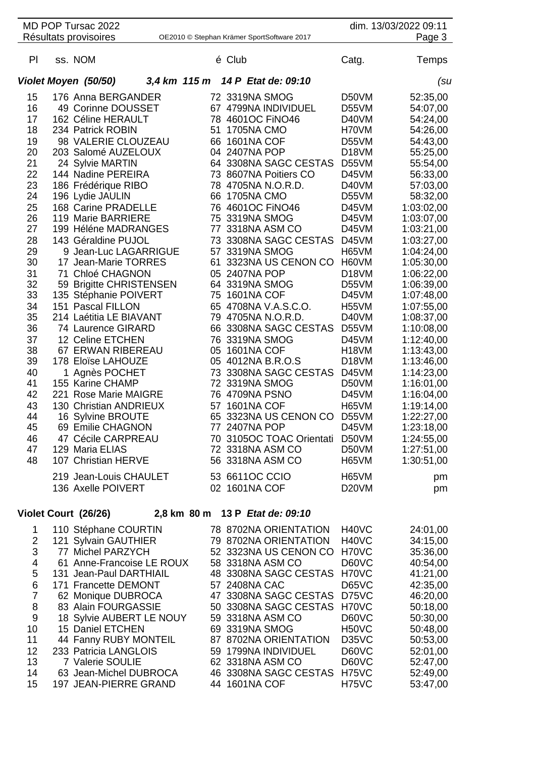| Pl | ss. | NOM | é | Club | Catg. | Temps |
|---|---|---|---|---|---|---|

### Violet Moyen (50/50) 3,4 km 115 m 14 P *Etat de: 09:10* *(su*

| Pl | ss. | NOM | é | Club | Catg. | Temps |
|---|---|---|---|---|---|---|
| 15 | 176 | Anna BERGANDER | 72 | 3319NA SMOG | D50VM | 52:35,00 |
| 16 | 49 | Corinne DOUSSET | 67 | 4799NA INDIVIDUEL | D55VM | 54:07,00 |
| 17 | 162 | Céline HERAULT | 78 | 4601OC FiNO46 | D40VM | 54:24,00 |
| 18 | 234 | Patrick ROBIN | 51 | 1705NA CMO | H70VM | 54:26,00 |
| 19 | 98 | VALERIE CLOUZEAU | 66 | 1601NA COF | D55VM | 54:43,00 |
| 20 | 203 | Salomé AUZELOUX | 04 | 2407NA POP | D18VM | 55:25,00 |
| 21 | 24 | Sylvie MARTIN | 64 | 3308NA SAGC CESTAS | D55VM | 55:54,00 |
| 22 | 144 | Nadine PEREIRA | 73 | 8607NA Poitiers CO | D45VM | 56:33,00 |
| 23 | 186 | Frédérique RIBO | 78 | 4705NA N.O.R.D. | D40VM | 57:03,00 |
| 24 | 196 | Lydie JAULIN | 66 | 1705NA CMO | D55VM | 58:32,00 |
| 25 | 168 | Carine PRADELLE | 76 | 4601OC FiNO46 | D45VM | 1:03:02,00 |
| 26 | 119 | Marie BARRIERE | 75 | 3319NA SMOG | D45VM | 1:03:07,00 |
| 27 | 199 | Héléne MADRANGES | 77 | 3318NA ASM CO | D45VM | 1:03:21,00 |
| 28 | 143 | Géraldine PUJOL | 73 | 3308NA SAGC CESTAS | D45VM | 1:03:27,00 |
| 29 | 9 | Jean-Luc LAGARRIGUE | 57 | 3319NA SMOG | H65VM | 1:04:24,00 |
| 30 | 17 | Jean-Marie TORRES | 61 | 3323NA US CENON CO | H60VM | 1:05:30,00 |
| 31 | 71 | Chloé CHAGNON | 05 | 2407NA POP | D18VM | 1:06:22,00 |
| 32 | 59 | Brigitte CHRISTENSEN | 64 | 3319NA SMOG | D55VM | 1:06:39,00 |
| 33 | 135 | Stéphanie POIVERT | 75 | 1601NA COF | D45VM | 1:07:48,00 |
| 34 | 151 | Pascal FILLON | 65 | 4708NA V.A.S.C.O. | H55VM | 1:07:55,00 |
| 35 | 214 | Laétitia LE BIAVANT | 79 | 4705NA N.O.R.D. | D40VM | 1:08:37,00 |
| 36 | 74 | Laurence GIRARD | 66 | 3308NA SAGC CESTAS | D55VM | 1:10:08,00 |
| 37 | 12 | Celine ETCHEN | 76 | 3319NA SMOG | D45VM | 1:12:40,00 |
| 38 | 67 | ERWAN RIBEREAU | 05 | 1601NA COF | H18VM | 1:13:43,00 |
| 39 | 178 | Eloïse LAHOUZE | 05 | 4012NA B.R.O.S | D18VM | 1:13:46,00 |
| 40 | 1 | Agnès POCHET | 73 | 3308NA SAGC CESTAS | D45VM | 1:14:23,00 |
| 41 | 155 | Karine CHAMP | 72 | 3319NA SMOG | D50VM | 1:16:01,00 |
| 42 | 221 | Rose Marie MAIGRE | 76 | 4709NA PSNO | D45VM | 1:16:04,00 |
| 43 | 130 | Christian ANDRIEUX | 57 | 1601NA COF | H65VM | 1:19:14,00 |
| 44 | 16 | Sylvine BROUTE | 65 | 3323NA US CENON CO | D55VM | 1:22:27,00 |
| 45 | 69 | Emilie CHAGNON | 77 | 2407NA POP | D45VM | 1:23:18,00 |
| 46 | 47 | Cécile CARPREAU | 70 | 3105OC TOAC Orientati | D50VM | 1:24:55,00 |
| 47 | 129 | Maria ELIAS | 72 | 3318NA ASM CO | D50VM | 1:27:51,00 |
| 48 | 107 | Christian HERVE | 56 | 3318NA ASM CO | H65VM | 1:30:51,00 |
| | 219 | Jean-Louis CHAULET | 53 | 6611OC CCIO | H65VM | pm |
| | 136 | Axelle POIVERT | 02 | 1601NA COF | D20VM | pm |

### Violet Court (26/26) 2,8 km 80 m 13 P *Etat de: 09:10*

| Pl | ss. | NOM | é | Club | Catg. | Temps |
|---|---|---|---|---|---|---|
| 1 | 110 | Stéphane COURTIN | 78 | 8702NA ORIENTATION | H40VC | 24:01,00 |
| 2 | 121 | Sylvain GAUTHIER | 79 | 8702NA ORIENTATION | H40VC | 34:15,00 |
| 3 | 77 | Michel PARZYCH | 52 | 3323NA US CENON CO | H70VC | 35:36,00 |
| 4 | 61 | Anne-Francoise LE ROUX | 58 | 3318NA ASM CO | D60VC | 40:54,00 |
| 5 | 131 | Jean-Paul DARTHIAIL | 48 | 3308NA SAGC CESTAS | H70VC | 41:21,00 |
| 6 | 171 | Francette DEMONT | 57 | 2408NA CAC | D65VC | 42:35,00 |
| 7 | 62 | Monique DUBROCA | 47 | 3308NA SAGC CESTAS | D75VC | 46:20,00 |
| 8 | 83 | Alain FOURGASSIE | 50 | 3308NA SAGC CESTAS | H70VC | 50:18,00 |
| 9 | 18 | Sylvie AUBERT LE NOUY | 59 | 3318NA ASM CO | D60VC | 50:30,00 |
| 10 | 15 | Daniel ETCHEN | 69 | 3319NA SMOG | H50VC | 50:48,00 |
| 11 | 44 | Fanny RUBY MONTEIL | 87 | 8702NA ORIENTATION | D35VC | 50:53,00 |
| 12 | 233 | Patricia LANGLOIS | 59 | 1799NA INDIVIDUEL | D60VC | 52:01,00 |
| 13 | 7 | Valerie SOULIE | 62 | 3318NA ASM CO | D60VC | 52:47,00 |
| 14 | 63 | Jean-Michel DUBROCA | 46 | 3308NA SAGC CESTAS | H75VC | 52:49,00 |
| 15 | 197 | JEAN-PIERRE GRAND | 44 | 1601NA COF | H75VC | 53:47,00 |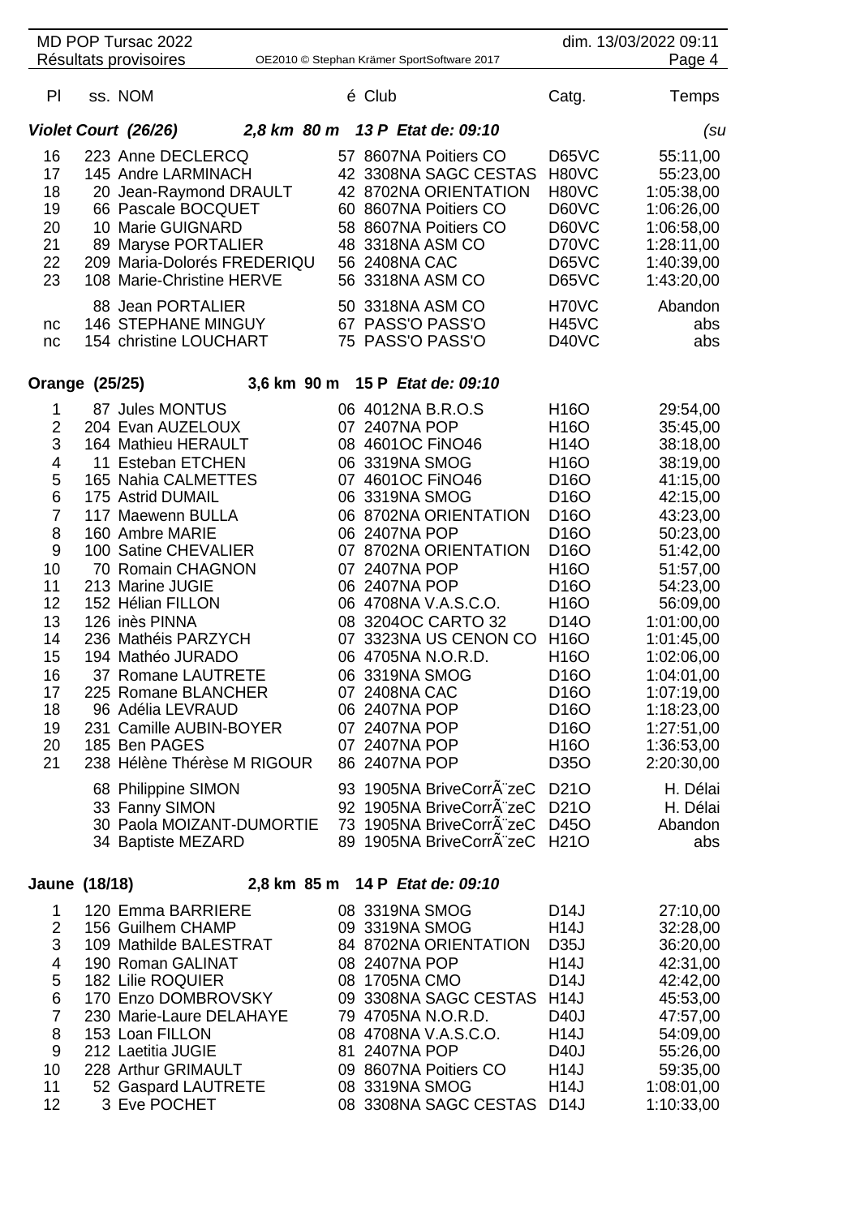| Pl | ss. NOM | é | Club | Catg. | Temps |
|---|---|---|---|---|---|
| ***Violet Court (26/26)*** | ***2,8 km 80 m 13 P Etat de: 09:10*** | | | | *(su* |
| 16 | 223 Anne DECLERCQ | 57 | 8607NA Poitiers CO | D65VC | 55:11,00 |
| 17 | 145 Andre LARMINACH | 42 | 3308NA SAGC CESTAS | H80VC | 55:23,00 |
| 18 | 20 Jean-Raymond DRAULT | 42 | 8702NA ORIENTATION | H80VC | 1:05:38,00 |
| 19 | 66 Pascale BOCQUET | 60 | 8607NA Poitiers CO | D60VC | 1:06:26,00 |
| 20 | 10 Marie GUIGNARD | 58 | 8607NA Poitiers CO | D60VC | 1:06:58,00 |
| 21 | 89 Maryse PORTALIER | 48 | 3318NA ASM CO | D70VC | 1:28:11,00 |
| 22 | 209 Maria-Dolorés FREDERIQU | 56 | 2408NA CAC | D65VC | 1:40:39,00 |
| 23 | 108 Marie-Christine HERVE | 56 | 3318NA ASM CO | D65VC | 1:43:20,00 |
| | 88 Jean PORTALIER | 50 | 3318NA ASM CO | H70VC | Abandon |
| nc | 146 STEPHANE MINGUY | 67 | PASS'O PASS'O | H45VC | abs |
| nc | 154 christine LOUCHART | 75 | PASS'O PASS'O | D40VC | abs |
| **Orange (25/25)** | **3,6 km 90 m 15 P** ***Etat de: 09:10*** | | | | |
| 1 | 87 Jules MONTUS | 06 | 4012NA B.R.O.S | H16O | 29:54,00 |
| 2 | 204 Evan AUZELOUX | 07 | 2407NA POP | H16O | 35:45,00 |
| 3 | 164 Mathieu HERAULT | 08 | 4601OC FiNO46 | H14O | 38:18,00 |
| 4 | 11 Esteban ETCHEN | 06 | 3319NA SMOG | H16O | 38:19,00 |
| 5 | 165 Nahia CALMETTES | 07 | 4601OC FiNO46 | D16O | 41:15,00 |
| 6 | 175 Astrid DUMAIL | 06 | 3319NA SMOG | D16O | 42:15,00 |
| 7 | 117 Maewenn BULLA | 06 | 8702NA ORIENTATION | D16O | 43:23,00 |
| 8 | 160 Ambre MARIE | 06 | 2407NA POP | D16O | 50:23,00 |
| 9 | 100 Satine CHEVALIER | 07 | 8702NA ORIENTATION | D16O | 51:42,00 |
| 10 | 70 Romain CHAGNON | 07 | 2407NA POP | H16O | 51:57,00 |
| 11 | 213 Marine JUGIE | 06 | 2407NA POP | D16O | 54:23,00 |
| 12 | 152 Hélian FILLON | 06 | 4708NA V.A.S.C.O. | H16O | 56:09,00 |
| 13 | 126 inès PINNA | 08 | 3204OC CARTO 32 | D14O | 1:01:00,00 |
| 14 | 236 Mathéis PARZYCH | 07 | 3323NA US CENON CO | H16O | 1:01:45,00 |
| 15 | 194 Mathéo JURADO | 06 | 4705NA N.O.R.D. | H16O | 1:02:06,00 |
| 16 | 37 Romane LAUTRETE | 06 | 3319NA SMOG | D16O | 1:04:01,00 |
| 17 | 225 Romane BLANCHER | 07 | 2408NA CAC | D16O | 1:07:19,00 |
| 18 | 96 Adélia LEVRAUD | 06 | 2407NA POP | D16O | 1:18:23,00 |
| 19 | 231 Camille AUBIN-BOYER | 07 | 2407NA POP | D16O | 1:27:51,00 |
| 20 | 185 Ben PAGES | 07 | 2407NA POP | H16O | 1:36:53,00 |
| 21 | 238 Hélène Thérèse M RIGOUR | 86 | 2407NA POP | D35O | 2:20:30,00 |
| | 68 Philippine SIMON | 93 | 1905NA BriveCorrÃ¨zeC | D21O | H. Délai |
| | 33 Fanny SIMON | 92 | 1905NA BriveCorrÃ¨zeC | D21O | H. Délai |
| | 30 Paola MOIZANT-DUMORTIE | 73 | 1905NA BriveCorrÃ¨zeC | D45O | Abandon |
| | 34 Baptiste MEZARD | 89 | 1905NA BriveCorrÃ¨zeC | H21O | abs |
| **Jaune (18/18)** | **2,8 km 85 m 14 P** ***Etat de: 09:10*** | | | | |
| 1 | 120 Emma BARRIERE | 08 | 3319NA SMOG | D14J | 27:10,00 |
| 2 | 156 Guilhem CHAMP | 09 | 3319NA SMOG | H14J | 32:28,00 |
| 3 | 109 Mathilde BALESTRAT | 84 | 8702NA ORIENTATION | D35J | 36:20,00 |
| 4 | 190 Roman GALINAT | 08 | 2407NA POP | H14J | 42:31,00 |
| 5 | 182 Lilie ROQUIER | 08 | 1705NA CMO | D14J | 42:42,00 |
| 6 | 170 Enzo DOMBROVSKY | 09 | 3308NA SAGC CESTAS | H14J | 45:53,00 |
| 7 | 230 Marie-Laure DELAHAYE | 79 | 4705NA N.O.R.D. | D40J | 47:57,00 |
| 8 | 153 Loan FILLON | 08 | 4708NA V.A.S.C.O. | H14J | 54:09,00 |
| 9 | 212 Laetitia JUGIE | 81 | 2407NA POP | D40J | 55:26,00 |
| 10 | 228 Arthur GRIMAULT | 09 | 8607NA Poitiers CO | H14J | 59:35,00 |
| 11 | 52 Gaspard LAUTRETE | 08 | 3319NA SMOG | H14J | 1:08:01,00 |
| 12 | 3 Eve POCHET | 08 | 3308NA SAGC CESTAS | D14J | 1:10:33,00 |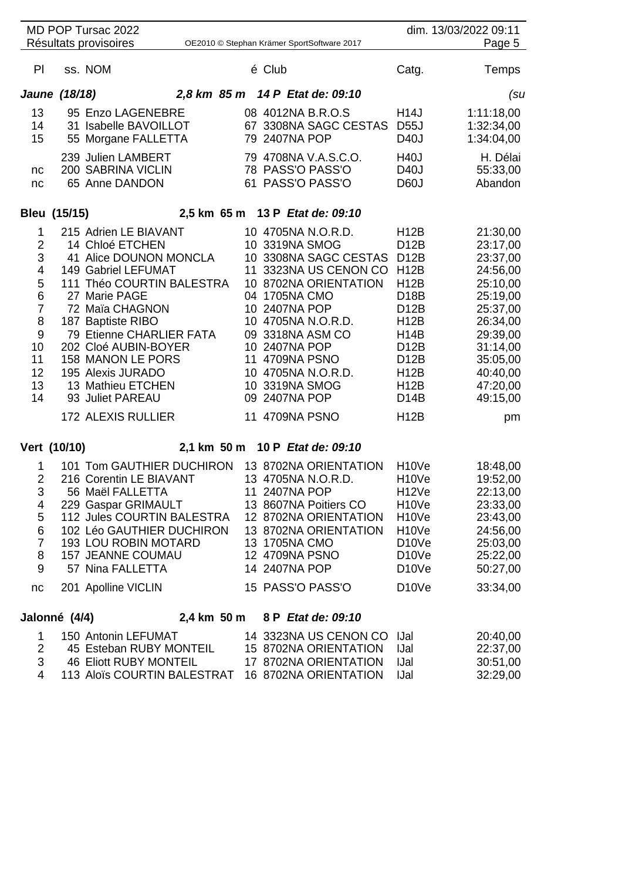| Pl | ss. | NOM | é | Club | Catg. | Temps |
|---|---|---|---|---|---|---|
| ***Jaune (18/18)*** | | ***2,8 km 85 m 14 P Etat de: 09:10*** | | | | *(su* |
| 13 | 95 | Enzo LAGENEBRE | 08 | 4012NA B.R.O.S | H14J | 1:11:18,00 |
| 14 | 31 | Isabelle BAVOILLOT | 67 | 3308NA SAGC CESTAS | D55J | 1:32:34,00 |
| 15 | 55 | Morgane FALLETTA | 79 | 2407NA POP | D40J | 1:34:04,00 |
| | 239 | Julien LAMBERT | 79 | 4708NA V.A.S.C.O. | H40J | H. Délai |
| nc | 200 | SABRINA VICLIN | 78 | PASS'O PASS'O | D40J | 55:33,00 |
| nc | 65 | Anne DANDON | 61 | PASS'O PASS'O | D60J | Abandon |
| **Bleu (15/15)** | | **2,5 km 65 m 13 P *Etat de: 09:10*** | | | | |
| 1 | 215 | Adrien LE BIAVANT | 10 | 4705NA N.O.R.D. | H12B | 21:30,00 |
| 2 | 14 | Chloé ETCHEN | 10 | 3319NA SMOG | D12B | 23:17,00 |
| 3 | 41 | Alice DOUNON MONCLA | 10 | 3308NA SAGC CESTAS | D12B | 23:37,00 |
| 4 | 149 | Gabriel LEFUMAT | 11 | 3323NA US CENON CO | H12B | 24:56,00 |
| 5 | 111 | Théo COURTIN BALESTRA | 10 | 8702NA ORIENTATION | H12B | 25:10,00 |
| 6 | 27 | Marie PAGE | 04 | 1705NA CMO | D18B | 25:19,00 |
| 7 | 72 | Maïa CHAGNON | 10 | 2407NA POP | D12B | 25:37,00 |
| 8 | 187 | Baptiste RIBO | 10 | 4705NA N.O.R.D. | H12B | 26:34,00 |
| 9 | 79 | Etienne CHARLIER FATA | 09 | 3318NA ASM CO | H14B | 29:39,00 |
| 10 | 202 | Cloé AUBIN-BOYER | 10 | 2407NA POP | D12B | 31:14,00 |
| 11 | 158 | MANON LE PORS | 11 | 4709NA PSNO | D12B | 35:05,00 |
| 12 | 195 | Alexis JURADO | 10 | 4705NA N.O.R.D. | H12B | 40:40,00 |
| 13 | 13 | Mathieu ETCHEN | 10 | 3319NA SMOG | H12B | 47:20,00 |
| 14 | 93 | Juliet PAREAU | 09 | 2407NA POP | D14B | 49:15,00 |
| | 172 | ALEXIS RULLIER | 11 | 4709NA PSNO | H12B | pm |
| **Vert (10/10)** | | **2,1 km 50 m 10 P *Etat de: 09:10*** | | | | |
| 1 | 101 | Tom GAUTHIER DUCHIRON | 13 | 8702NA ORIENTATION | H10Ve | 18:48,00 |
| 2 | 216 | Corentin LE BIAVANT | 13 | 4705NA N.O.R.D. | H10Ve | 19:52,00 |
| 3 | 56 | Maël FALLETTA | 11 | 2407NA POP | H12Ve | 22:13,00 |
| 4 | 229 | Gaspar GRIMAULT | 13 | 8607NA Poitiers CO | H10Ve | 23:33,00 |
| 5 | 112 | Jules COURTIN BALESTRA | 12 | 8702NA ORIENTATION | H10Ve | 23:43,00 |
| 6 | 102 | Léo GAUTHIER DUCHIRON | 13 | 8702NA ORIENTATION | H10Ve | 24:56,00 |
| 7 | 193 | LOU ROBIN MOTARD | 13 | 1705NA CMO | D10Ve | 25:03,00 |
| 8 | 157 | JEANNE COUMAU | 12 | 4709NA PSNO | D10Ve | 25:22,00 |
| 9 | 57 | Nina FALLETTA | 14 | 2407NA POP | D10Ve | 50:27,00 |
| nc | 201 | Apolline VICLIN | 15 | PASS'O PASS'O | D10Ve | 33:34,00 |
| **Jalonné (4/4)** | | **2,4 km 50 m 8 P *Etat de: 09:10*** | | | | |
| 1 | 150 | Antonin LEFUMAT | 14 | 3323NA US CENON CO | IJal | 20:40,00 |
| 2 | 45 | Esteban RUBY MONTEIL | 15 | 8702NA ORIENTATION | IJal | 22:37,00 |
| 3 | 46 | Eliott RUBY MONTEIL | 17 | 8702NA ORIENTATION | IJal | 30:51,00 |
| 4 | 113 | Aloïs COURTIN BALESTRAT | 16 | 8702NA ORIENTATION | IJal | 32:29,00 |